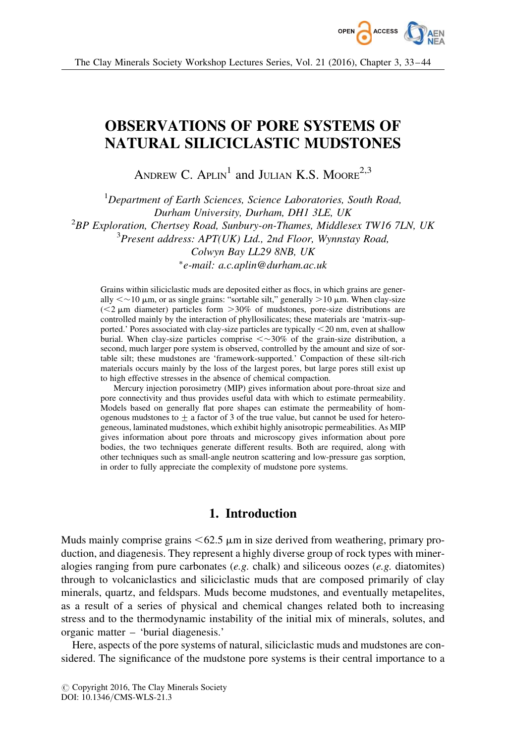# OBSERVATIONS OF PORE SYSTEMS OF NATURAL SILICICLASTIC MUDSTONES

Andrew C. Aplin[1] and Julian K.S. Moore[2,3]

[1] *Department of Earth Sciences, Science Laboratories, South Road, Durham University, Durham, DH1 3LE, UK*
[2] *BP Exploration, Chertsey Road, Sunbury-on-Thames, Middlesex TW16 7LN, UK*
[3] *Present address: APT(UK) Ltd., 2nd Floor, Wynnstay Road, Colwyn Bay LL29 8NB, UK*
*\*e-mail: a.c.aplin@durham.ac.uk*

Grains within siliciclastic muds are deposited either as flocs, in which grains are generally <~10 μm, or as single grains: "sortable silt," generally >10 μm. When clay-size (<2 μm diameter) particles form >30% of mudstones, pore-size distributions are controlled mainly by the interaction of phyllosilicates; these materials are 'matrix-supported.' Pores associated with clay-size particles are typically <20 nm, even at shallow burial. When clay-size particles comprise <~30% of the grain-size distribution, a second, much larger pore system is observed, controlled by the amount and size of sortable silt; these mudstones are 'framework-supported.' Compaction of these silt-rich materials occurs mainly by the loss of the largest pores, but large pores still exist up to high effective stresses in the absence of chemical compaction.

Mercury injection porosimetry (MIP) gives information about pore-throat size and pore connectivity and thus provides useful data with which to estimate permeability. Models based on generally flat pore shapes can estimate the permeability of homogenous mudstones to ± a factor of 3 of the true value, but cannot be used for heterogeneous, laminated mudstones, which exhibit highly anisotropic permeabilities. As MIP gives information about pore throats and microscopy gives information about pore bodies, the two techniques generate different results. Both are required, along with other techniques such as small-angle neutron scattering and low-pressure gas sorption, in order to fully appreciate the complexity of mudstone pore systems.

## 1. Introduction

Muds mainly comprise grains <62.5 μm in size derived from weathering, primary production, and diagenesis. They represent a highly diverse group of rock types with mineralogies ranging from pure carbonates (*e.g.* chalk) and siliceous oozes (*e.g.* diatomites) through to volcaniclastics and siliciclastic muds that are composed primarily of clay minerals, quartz, and feldspars. Muds become mudstones, and eventually metapelites, as a result of a series of physical and chemical changes related both to increasing stress and to the thermodynamic instability of the initial mix of minerals, solutes, and organic matter – 'burial diagenesis.'

Here, aspects of the pore systems of natural, siliciclastic muds and mudstones are considered. The significance of the mudstone pore systems is their central importance to a

© Copyright 2016, The Clay Minerals Society
DOI: 10.1346/CMS-WLS-21.3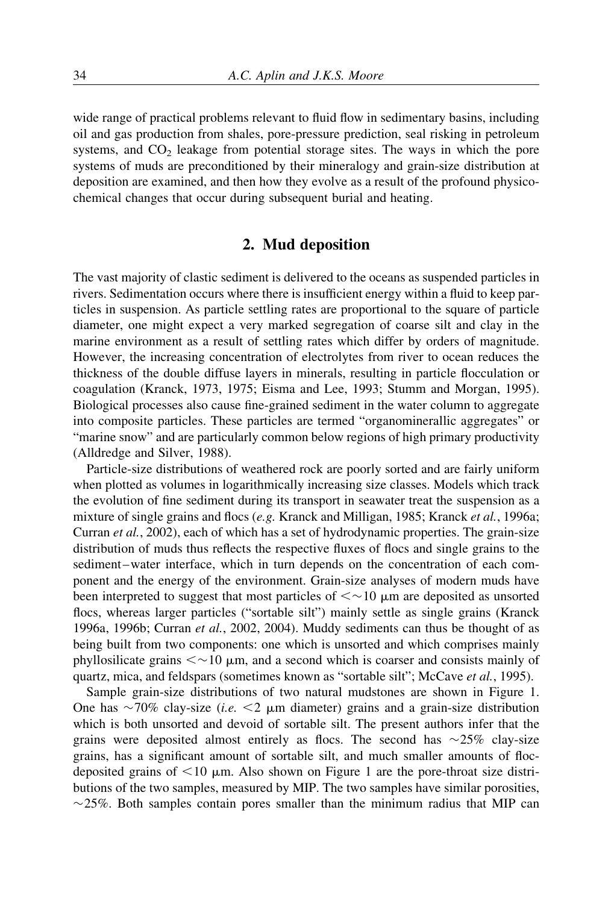wide range of practical problems relevant to fluid flow in sedimentary basins, including oil and gas production from shales, pore-pressure prediction, seal risking in petroleum systems, and $CO_2$ leakage from potential storage sites. The ways in which the pore systems of muds are preconditioned by their mineralogy and grain-size distribution at deposition are examined, and then how they evolve as a result of the profound physico-chemical changes that occur during subsequent burial and heating.

## 2. Mud deposition

The vast majority of clastic sediment is delivered to the oceans as suspended particles in rivers. Sedimentation occurs where there is insufficient energy within a fluid to keep particles in suspension. As particle settling rates are proportional to the square of particle diameter, one might expect a very marked segregation of coarse silt and clay in the marine environment as a result of settling rates which differ by orders of magnitude. However, the increasing concentration of electrolytes from river to ocean reduces the thickness of the double diffuse layers in minerals, resulting in particle flocculation or coagulation (Kranck, 1973, 1975; Eisma and Lee, 1993; Stumm and Morgan, 1995). Biological processes also cause fine-grained sediment in the water column to aggregate into composite particles. These particles are termed "organominerallic aggregates" or "marine snow" and are particularly common below regions of high primary productivity (Alldredge and Silver, 1988).

Particle-size distributions of weathered rock are poorly sorted and are fairly uniform when plotted as volumes in logarithmically increasing size classes. Models which track the evolution of fine sediment during its transport in seawater treat the suspension as a mixture of single grains and flocs (*e.g.* Kranck and Milligan, 1985; Kranck *et al.*, 1996a; Curran *et al.*, 2002), each of which has a set of hydrodynamic properties. The grain-size distribution of muds thus reflects the respective fluxes of flocs and single grains to the sediment–water interface, which in turn depends on the concentration of each component and the energy of the environment. Grain-size analyses of modern muds have been interpreted to suggest that most particles of $<\sim 10\ \mu m$ are deposited as unsorted flocs, whereas larger particles ("sortable silt") mainly settle as single grains (Kranck 1996a, 1996b; Curran *et al.*, 2002, 2004). Muddy sediments can thus be thought of as being built from two components: one which is unsorted and which comprises mainly phyllosilicate grains $<\sim 10\ \mu m$, and a second which is coarser and consists mainly of quartz, mica, and feldspars (sometimes known as "sortable silt"; McCave *et al.*, 1995).

Sample grain-size distributions of two natural mudstones are shown in Figure 1. One has ~70% clay-size (*i.e.* $<2\ \mu m$ diameter) grains and a grain-size distribution which is both unsorted and devoid of sortable silt. The present authors infer that the grains were deposited almost entirely as flocs. The second has ~25% clay-size grains, has a significant amount of sortable silt, and much smaller amounts of floc-deposited grains of $<10\ \mu m$. Also shown on Figure 1 are the pore-throat size distributions of the two samples, measured by MIP. The two samples have similar porosities, ~25%. Both samples contain pores smaller than the minimum radius that MIP can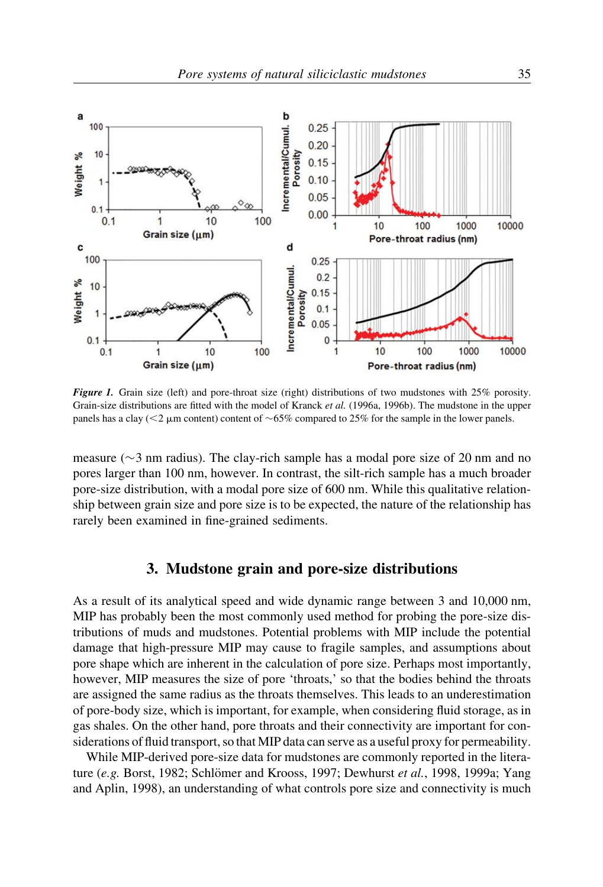*Figure 1.* Grain size (left) and pore-throat size (right) distributions of two mudstones with 25% porosity. Grain-size distributions are fitted with the model of Kranck *et al.* (1996a, 1996b). The mudstone in the upper panels has a clay (<2 μm content) content of ~65% compared to 25% for the sample in the lower panels.

measure (~3 nm radius). The clay-rich sample has a modal pore size of 20 nm and no pores larger than 100 nm, however. In contrast, the silt-rich sample has a much broader pore-size distribution, with a modal pore size of 600 nm. While this qualitative relationship between grain size and pore size is to be expected, the nature of the relationship has rarely been examined in fine-grained sediments.

## 3. Mudstone grain and pore-size distributions

As a result of its analytical speed and wide dynamic range between 3 and 10,000 nm, MIP has probably been the most commonly used method for probing the pore-size distributions of muds and mudstones. Potential problems with MIP include the potential damage that high-pressure MIP may cause to fragile samples, and assumptions about pore shape which are inherent in the calculation of pore size. Perhaps most importantly, however, MIP measures the size of pore 'throats,' so that the bodies behind the throats are assigned the same radius as the throats themselves. This leads to an underestimation of pore-body size, which is important, for example, when considering fluid storage, as in gas shales. On the other hand, pore throats and their connectivity are important for considerations of fluid transport, so that MIP data can serve as a useful proxy for permeability.

While MIP-derived pore-size data for mudstones are commonly reported in the literature (*e.g.* Borst, 1982; Schlömer and Krooss, 1997; Dewhurst *et al.*, 1998, 1999a; Yang and Aplin, 1998), an understanding of what controls pore size and connectivity is much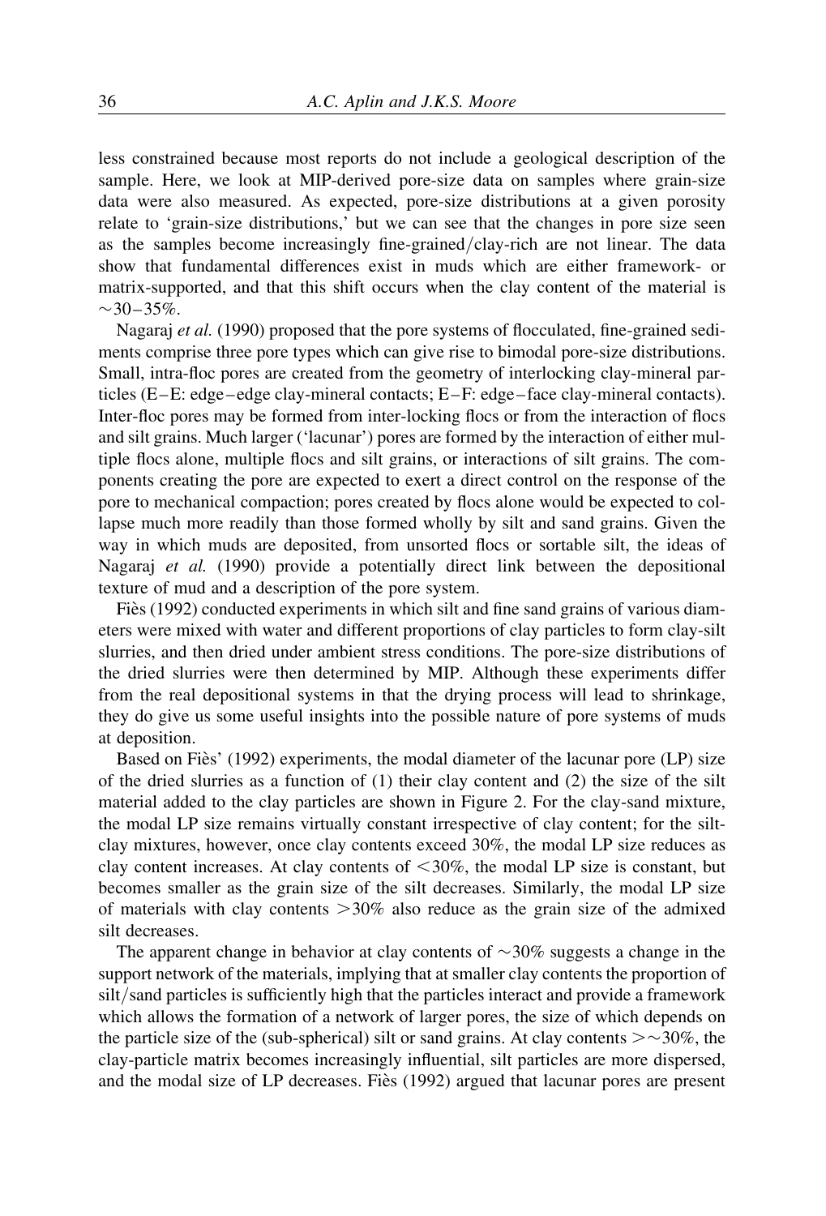less constrained because most reports do not include a geological description of the sample. Here, we look at MIP-derived pore-size data on samples where grain-size data were also measured. As expected, pore-size distributions at a given porosity relate to 'grain-size distributions,' but we can see that the changes in pore size seen as the samples become increasingly fine-grained/clay-rich are not linear. The data show that fundamental differences exist in muds which are either framework- or matrix-supported, and that this shift occurs when the clay content of the material is ~30–35%.

Nagaraj *et al.* (1990) proposed that the pore systems of flocculated, fine-grained sediments comprise three pore types which can give rise to bimodal pore-size distributions. Small, intra-floc pores are created from the geometry of interlocking clay-mineral particles (E–E: edge–edge clay-mineral contacts; E–F: edge–face clay-mineral contacts). Inter-floc pores may be formed from inter-locking flocs or from the interaction of flocs and silt grains. Much larger ('lacunar') pores are formed by the interaction of either multiple flocs alone, multiple flocs and silt grains, or interactions of silt grains. The components creating the pore are expected to exert a direct control on the response of the pore to mechanical compaction; pores created by flocs alone would be expected to collapse much more readily than those formed wholly by silt and sand grains. Given the way in which muds are deposited, from unsorted flocs or sortable silt, the ideas of Nagaraj *et al.* (1990) provide a potentially direct link between the depositional texture of mud and a description of the pore system.

Fiès (1992) conducted experiments in which silt and fine sand grains of various diameters were mixed with water and different proportions of clay particles to form clay-silt slurries, and then dried under ambient stress conditions. The pore-size distributions of the dried slurries were then determined by MIP. Although these experiments differ from the real depositional systems in that the drying process will lead to shrinkage, they do give us some useful insights into the possible nature of pore systems of muds at deposition.

Based on Fiès' (1992) experiments, the modal diameter of the lacunar pore (LP) size of the dried slurries as a function of (1) their clay content and (2) the size of the silt material added to the clay particles are shown in Figure 2. For the clay-sand mixture, the modal LP size remains virtually constant irrespective of clay content; for the silt-clay mixtures, however, once clay contents exceed 30%, the modal LP size reduces as clay content increases. At clay contents of <30%, the modal LP size is constant, but becomes smaller as the grain size of the silt decreases. Similarly, the modal LP size of materials with clay contents >30% also reduce as the grain size of the admixed silt decreases.

The apparent change in behavior at clay contents of ~30% suggests a change in the support network of the materials, implying that at smaller clay contents the proportion of silt/sand particles is sufficiently high that the particles interact and provide a framework which allows the formation of a network of larger pores, the size of which depends on the particle size of the (sub-spherical) silt or sand grains. At clay contents >~30%, the clay-particle matrix becomes increasingly influential, silt particles are more dispersed, and the modal size of LP decreases. Fiès (1992) argued that lacunar pores are present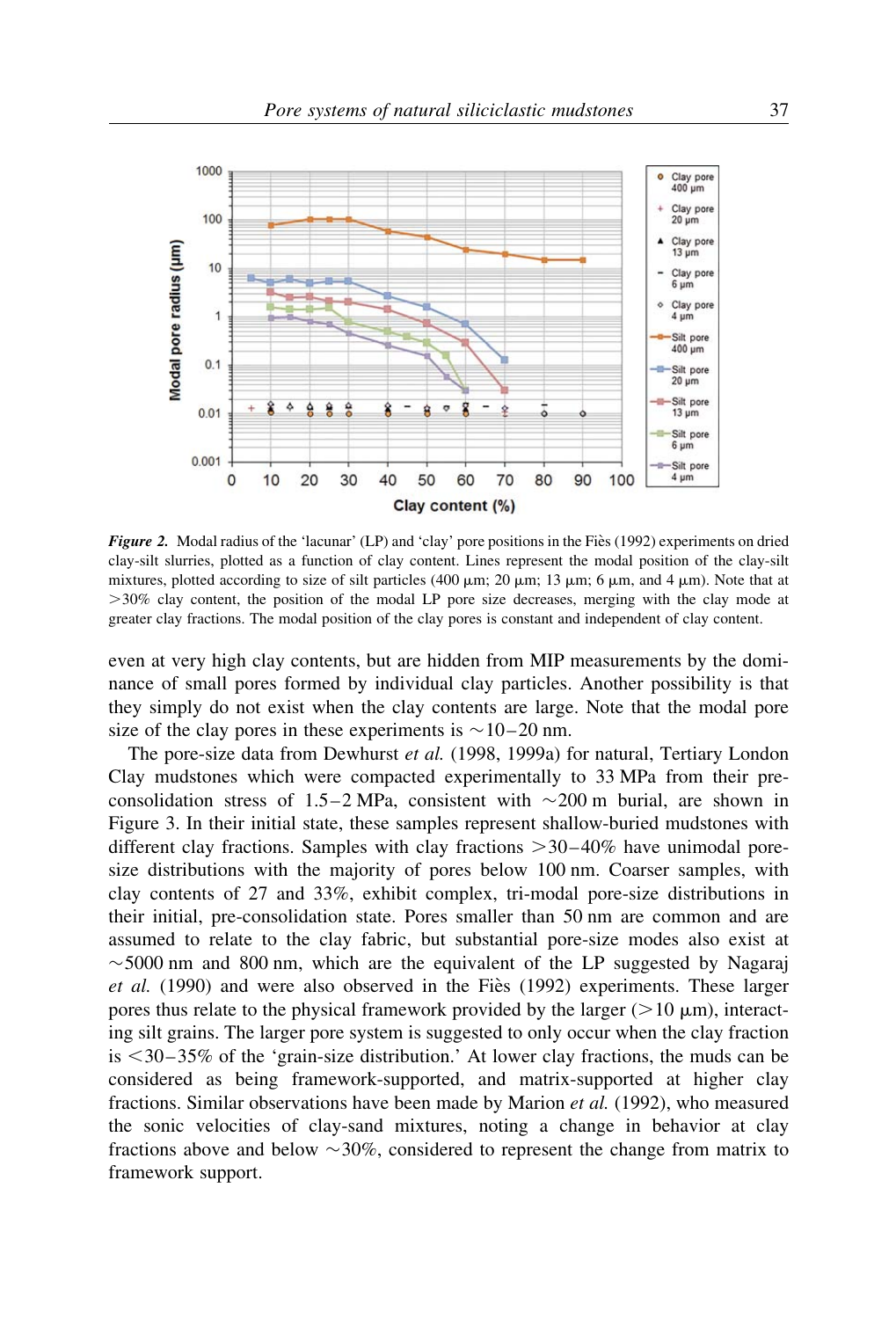*Figure 2.* Modal radius of the 'lacunar' (LP) and 'clay' pore positions in the Fiès (1992) experiments on dried clay-silt slurries, plotted as a function of clay content. Lines represent the modal position of the clay-silt mixtures, plotted according to size of silt particles (400 μm; 20 μm; 13 μm; 6 μm, and 4 μm). Note that at >30% clay content, the position of the modal LP pore size decreases, merging with the clay mode at greater clay fractions. The modal position of the clay pores is constant and independent of clay content.

even at very high clay contents, but are hidden from MIP measurements by the dominance of small pores formed by individual clay particles. Another possibility is that they simply do not exist when the clay contents are large. Note that the modal pore size of the clay pores in these experiments is ~10–20 nm.

The pore-size data from Dewhurst *et al.* (1998, 1999a) for natural, Tertiary London Clay mudstones which were compacted experimentally to 33 MPa from their pre-consolidation stress of 1.5–2 MPa, consistent with ~200 m burial, are shown in Figure 3. In their initial state, these samples represent shallow-buried mudstones with different clay fractions. Samples with clay fractions >30–40% have unimodal pore-size distributions with the majority of pores below 100 nm. Coarser samples, with clay contents of 27 and 33%, exhibit complex, tri-modal pore-size distributions in their initial, pre-consolidation state. Pores smaller than 50 nm are common and are assumed to relate to the clay fabric, but substantial pore-size modes also exist at ~5000 nm and 800 nm, which are the equivalent of the LP suggested by Nagaraj *et al.* (1990) and were also observed in the Fiès (1992) experiments. These larger pores thus relate to the physical framework provided by the larger (>10 μm), interacting silt grains. The larger pore system is suggested to only occur when the clay fraction is <30–35% of the 'grain-size distribution.' At lower clay fractions, the muds can be considered as being framework-supported, and matrix-supported at higher clay fractions. Similar observations have been made by Marion *et al.* (1992), who measured the sonic velocities of clay-sand mixtures, noting a change in behavior at clay fractions above and below ~30%, considered to represent the change from matrix to framework support.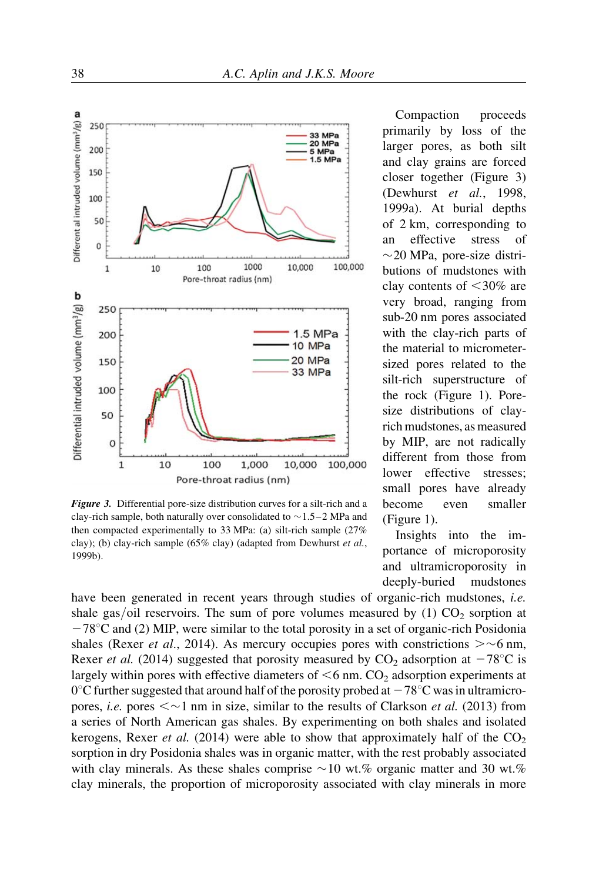Figure 3. Differential pore-size distribution curves for a silt-rich and a clay-rich sample, both naturally over consolidated to ~1.5–2 MPa and then compacted experimentally to 33 MPa: (a) silt-rich sample (27% clay); (b) clay-rich sample (65% clay) (adapted from Dewhurst *et al.*, 1999b).

Compaction proceeds primarily by loss of the larger pores, as both silt and clay grains are forced closer together (Figure 3) (Dewhurst *et al.*, 1998, 1999a). At burial depths of 2 km, corresponding to an effective stress of ~20 MPa, pore-size distributions of mudstones with clay contents of <30% are very broad, ranging from sub-20 nm pores associated with the clay-rich parts of the material to micrometer-sized pores related to the silt-rich superstructure of the rock (Figure 1). Pore-size distributions of clay-rich mudstones, as measured by MIP, are not radically different from those from lower effective stresses; small pores have already become even smaller (Figure 1).

Insights into the importance of microporosity and ultramicroporosity in deeply-buried mudstones have been generated in recent years through studies of organic-rich mudstones, *i.e.* shale gas/oil reservoirs. The sum of pore volumes measured by (1) $CO_2$ sorption at $-78°C$ and (2) MIP, were similar to the total porosity in a set of organic-rich Posidonia shales (Rexer *et al.*, 2014). As mercury occupies pores with constrictions >~6 nm, Rexer *et al.* (2014) suggested that porosity measured by $CO_2$ adsorption at $-78°C$ is largely within pores with effective diameters of <6 nm. $CO_2$ adsorption experiments at 0°C further suggested that around half of the porosity probed at $-78°C$ was in ultramicropores, *i.e.* pores <~1 nm in size, similar to the results of Clarkson *et al.* (2013) from a series of North American gas shales. By experimenting on both shales and isolated kerogens, Rexer *et al.* (2014) were able to show that approximately half of the $CO_2$ sorption in dry Posidonia shales was in organic matter, with the rest probably associated with clay minerals. As these shales comprise ~10 wt.% organic matter and 30 wt.% clay minerals, the proportion of microporosity associated with clay minerals in more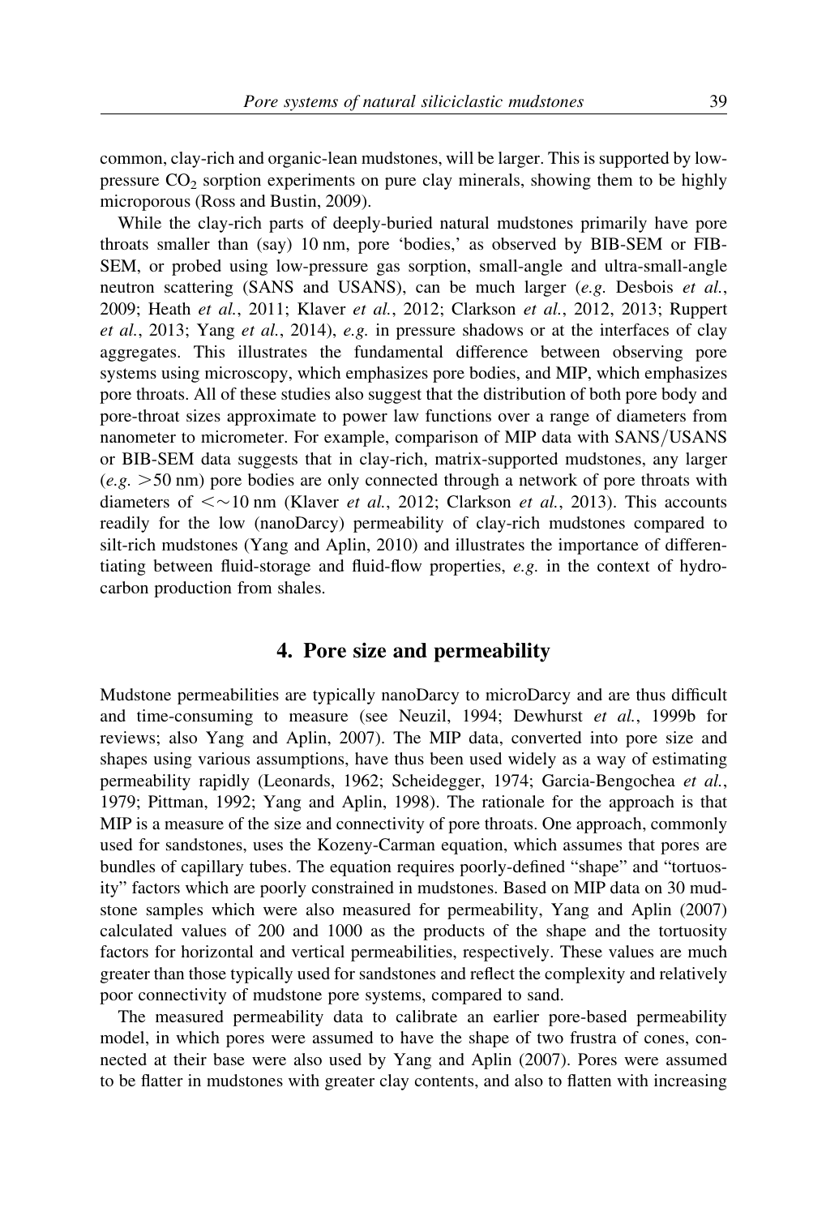common, clay-rich and organic-lean mudstones, will be larger. This is supported by low-pressure $CO_2$ sorption experiments on pure clay minerals, showing them to be highly microporous (Ross and Bustin, 2009).

While the clay-rich parts of deeply-buried natural mudstones primarily have pore throats smaller than (say) 10 nm, pore 'bodies,' as observed by BIB-SEM or FIB-SEM, or probed using low-pressure gas sorption, small-angle and ultra-small-angle neutron scattering (SANS and USANS), can be much larger (*e.g.* Desbois *et al.*, 2009; Heath *et al.*, 2011; Klaver *et al.*, 2012; Clarkson *et al.*, 2012, 2013; Ruppert *et al.*, 2013; Yang *et al.*, 2014), *e.g.* in pressure shadows or at the interfaces of clay aggregates. This illustrates the fundamental difference between observing pore systems using microscopy, which emphasizes pore bodies, and MIP, which emphasizes pore throats. All of these studies also suggest that the distribution of both pore body and pore-throat sizes approximate to power law functions over a range of diameters from nanometer to micrometer. For example, comparison of MIP data with SANS/USANS or BIB-SEM data suggests that in clay-rich, matrix-supported mudstones, any larger (*e.g.* $>50$ nm) pore bodies are only connected through a network of pore throats with diameters of $<\sim 10$ nm (Klaver *et al.*, 2012; Clarkson *et al.*, 2013). This accounts readily for the low (nanoDarcy) permeability of clay-rich mudstones compared to silt-rich mudstones (Yang and Aplin, 2010) and illustrates the importance of differentiating between fluid-storage and fluid-flow properties, *e.g.* in the context of hydrocarbon production from shales.

## 4. Pore size and permeability

Mudstone permeabilities are typically nanoDarcy to microDarcy and are thus difficult and time-consuming to measure (see Neuzil, 1994; Dewhurst *et al.*, 1999b for reviews; also Yang and Aplin, 2007). The MIP data, converted into pore size and shapes using various assumptions, have thus been used widely as a way of estimating permeability rapidly (Leonards, 1962; Scheidegger, 1974; Garcia-Bengochea *et al.*, 1979; Pittman, 1992; Yang and Aplin, 1998). The rationale for the approach is that MIP is a measure of the size and connectivity of pore throats. One approach, commonly used for sandstones, uses the Kozeny-Carman equation, which assumes that pores are bundles of capillary tubes. The equation requires poorly-defined "shape" and "tortuosity" factors which are poorly constrained in mudstones. Based on MIP data on 30 mudstone samples which were also measured for permeability, Yang and Aplin (2007) calculated values of 200 and 1000 as the products of the shape and the tortuosity factors for horizontal and vertical permeabilities, respectively. These values are much greater than those typically used for sandstones and reflect the complexity and relatively poor connectivity of mudstone pore systems, compared to sand.

The measured permeability data to calibrate an earlier pore-based permeability model, in which pores were assumed to have the shape of two frustra of cones, connected at their base were also used by Yang and Aplin (2007). Pores were assumed to be flatter in mudstones with greater clay contents, and also to flatten with increasing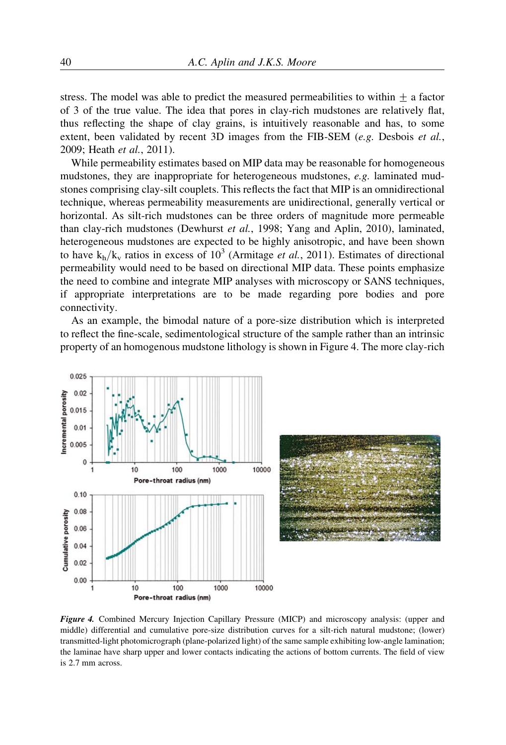stress. The model was able to predict the measured permeabilities to within ± a factor of 3 of the true value. The idea that pores in clay-rich mudstones are relatively flat, thus reflecting the shape of clay grains, is intuitively reasonable and has, to some extent, been validated by recent 3D images from the FIB-SEM (*e.g.* Desbois *et al.*, 2009; Heath *et al.*, 2011).

While permeability estimates based on MIP data may be reasonable for homogeneous mudstones, they are inappropriate for heterogeneous mudstones, *e.g.* laminated mudstones comprising clay-silt couplets. This reflects the fact that MIP is an omnidirectional technique, whereas permeability measurements are unidirectional, generally vertical or horizontal. As silt-rich mudstones can be three orders of magnitude more permeable than clay-rich mudstones (Dewhurst *et al.*, 1998; Yang and Aplin, 2010), laminated, heterogeneous mudstones are expected to be highly anisotropic, and have been shown to have $k_h/k_v$ ratios in excess of $10^3$ (Armitage *et al.*, 2011). Estimates of directional permeability would need to be based on directional MIP data. These points emphasize the need to combine and integrate MIP analyses with microscopy or SANS techniques, if appropriate interpretations are to be made regarding pore bodies and pore connectivity.

As an example, the bimodal nature of a pore-size distribution which is interpreted to reflect the fine-scale, sedimentological structure of the sample rather than an intrinsic property of an homogenous mudstone lithology is shown in Figure 4. The more clay-rich

***Figure 4.*** Combined Mercury Injection Capillary Pressure (MICP) and microscopy analysis: (upper and middle) differential and cumulative pore-size distribution curves for a silt-rich natural mudstone; (lower) transmitted-light photomicrograph (plane-polarized light) of the same sample exhibiting low-angle lamination; the laminae have sharp upper and lower contacts indicating the actions of bottom currents. The field of view is 2.7 mm across.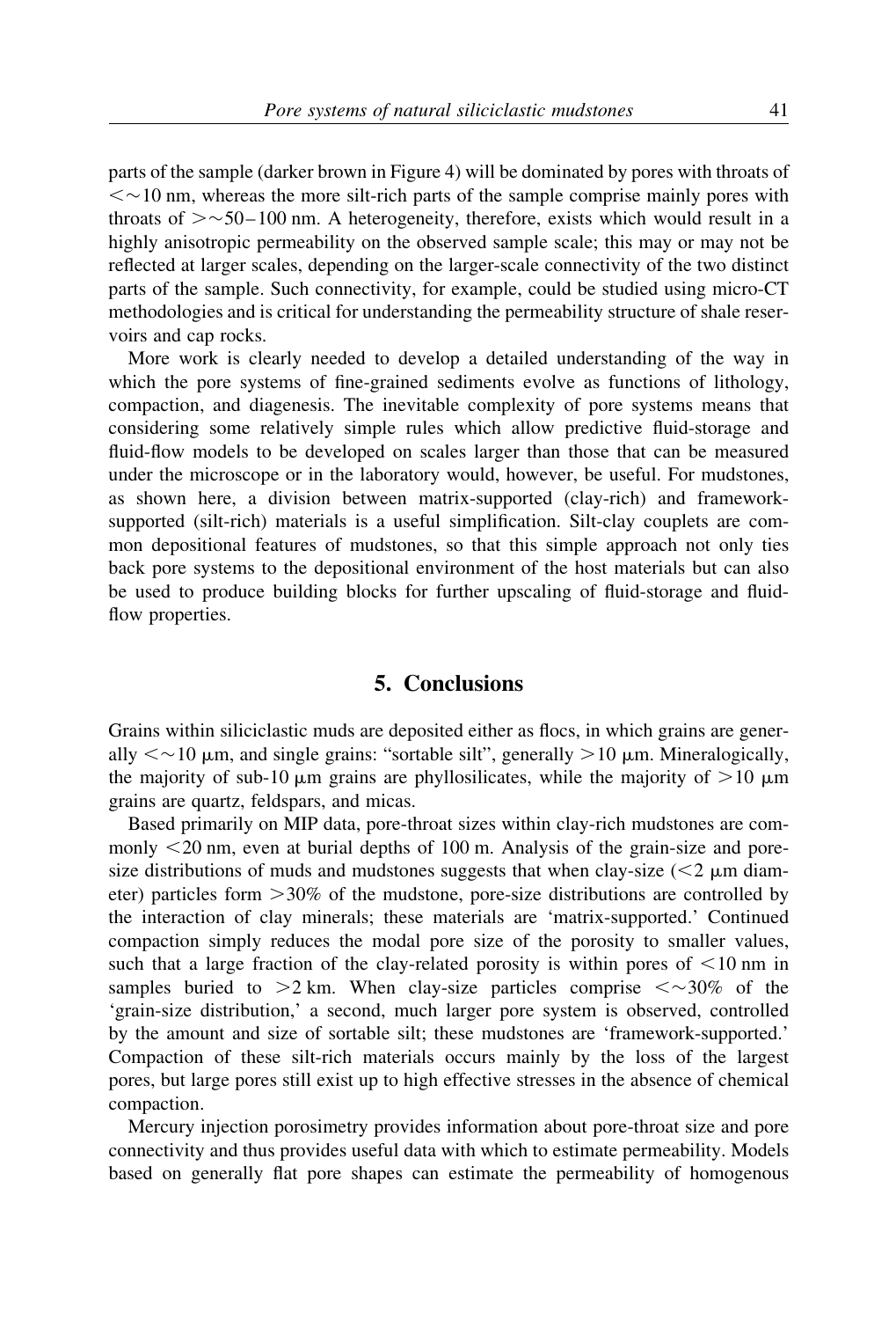parts of the sample (darker brown in Figure 4) will be dominated by pores with throats of $<\sim 10$ nm, whereas the more silt-rich parts of the sample comprise mainly pores with throats of $>\sim 50$–100 nm. A heterogeneity, therefore, exists which would result in a highly anisotropic permeability on the observed sample scale; this may or may not be reflected at larger scales, depending on the larger-scale connectivity of the two distinct parts of the sample. Such connectivity, for example, could be studied using micro-CT methodologies and is critical for understanding the permeability structure of shale reservoirs and cap rocks.

More work is clearly needed to develop a detailed understanding of the way in which the pore systems of fine-grained sediments evolve as functions of lithology, compaction, and diagenesis. The inevitable complexity of pore systems means that considering some relatively simple rules which allow predictive fluid-storage and fluid-flow models to be developed on scales larger than those that can be measured under the microscope or in the laboratory would, however, be useful. For mudstones, as shown here, a division between matrix-supported (clay-rich) and framework-supported (silt-rich) materials is a useful simplification. Silt-clay couplets are common depositional features of mudstones, so that this simple approach not only ties back pore systems to the depositional environment of the host materials but can also be used to produce building blocks for further upscaling of fluid-storage and fluid-flow properties.

## 5. Conclusions

Grains within siliciclastic muds are deposited either as flocs, in which grains are generally $<\sim 10$ μm, and single grains: "sortable silt", generally $>10$ μm. Mineralogically, the majority of sub-10 μm grains are phyllosilicates, while the majority of $>10$ μm grains are quartz, feldspars, and micas.

Based primarily on MIP data, pore-throat sizes within clay-rich mudstones are commonly $<20$ nm, even at burial depths of 100 m. Analysis of the grain-size and pore-size distributions of muds and mudstones suggests that when clay-size ($<2$ μm diameter) particles form $>30\%$ of the mudstone, pore-size distributions are controlled by the interaction of clay minerals; these materials are 'matrix-supported.' Continued compaction simply reduces the modal pore size of the porosity to smaller values, such that a large fraction of the clay-related porosity is within pores of $<10$ nm in samples buried to $>2$ km. When clay-size particles comprise $<\sim 30\%$ of the 'grain-size distribution,' a second, much larger pore system is observed, controlled by the amount and size of sortable silt; these mudstones are 'framework-supported.' Compaction of these silt-rich materials occurs mainly by the loss of the largest pores, but large pores still exist up to high effective stresses in the absence of chemical compaction.

Mercury injection porosimetry provides information about pore-throat size and pore connectivity and thus provides useful data with which to estimate permeability. Models based on generally flat pore shapes can estimate the permeability of homogenous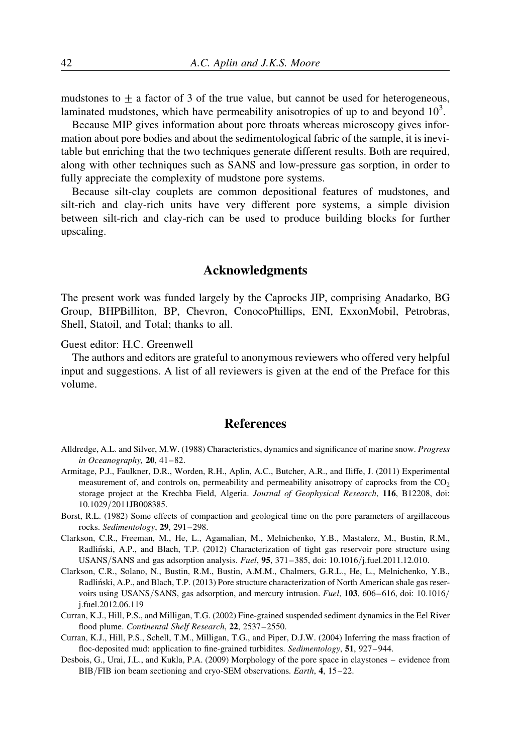mudstones to $\pm$ a factor of 3 of the true value, but cannot be used for heterogeneous, laminated mudstones, which have permeability anisotropies of up to and beyond $10^3$.

Because MIP gives information about pore throats whereas microscopy gives information about pore bodies and about the sedimentological fabric of the sample, it is inevitable but enriching that the two techniques generate different results. Both are required, along with other techniques such as SANS and low-pressure gas sorption, in order to fully appreciate the complexity of mudstone pore systems.

Because silt-clay couplets are common depositional features of mudstones, and silt-rich and clay-rich units have very different pore systems, a simple division between silt-rich and clay-rich can be used to produce building blocks for further upscaling.

## Acknowledgments

The present work was funded largely by the Caprocks JIP, comprising Anadarko, BG Group, BHPBilliton, BP, Chevron, ConocoPhillips, ENI, ExxonMobil, Petrobras, Shell, Statoil, and Total; thanks to all.

Guest editor: H.C. Greenwell

The authors and editors are grateful to anonymous reviewers who offered very helpful input and suggestions. A list of all reviewers is given at the end of the Preface for this volume.

## References

Alldredge, A.L. and Silver, M.W. (1988) Characteristics, dynamics and significance of marine snow. *Progress in Oceanography,* **20**, 41–82.

Armitage, P.J., Faulkner, D.R., Worden, R.H., Aplin, A.C., Butcher, A.R., and Iliffe, J. (2011) Experimental measurement of, and controls on, permeability and permeability anisotropy of caprocks from the $CO_2$ storage project at the Krechba Field, Algeria. *Journal of Geophysical Research*, **116**, B12208, doi: 10.1029/2011JB008385.

Borst, R.L. (1982) Some effects of compaction and geological time on the pore parameters of argillaceous rocks. *Sedimentology*, **29**, 291–298.

Clarkson, C.R., Freeman, M., He, L., Agamalian, M., Melnichenko, Y.B., Mastalerz, M., Bustin, R.M., Radliński, A.P., and Blach, T.P. (2012) Characterization of tight gas reservoir pore structure using USANS/SANS and gas adsorption analysis. *Fuel*, **95**, 371–385, doi: 10.1016/j.fuel.2011.12.010.

Clarkson, C.R., Solano, N., Bustin, R.M., Bustin, A.M.M., Chalmers, G.R.L., He, L., Melnichenko, Y.B., Radliński, A.P., and Blach, T.P. (2013) Pore structure characterization of North American shale gas reservoirs using USANS/SANS, gas adsorption, and mercury intrusion. *Fuel*, **103**, 606–616, doi: 10.1016/j.fuel.2012.06.119

Curran, K.J., Hill, P.S., and Milligan, T.G. (2002) Fine-grained suspended sediment dynamics in the Eel River flood plume. *Continental Shelf Research*, **22**, 2537–2550.

Curran, K.J., Hill, P.S., Schell, T.M., Milligan, T.G., and Piper, D.J.W. (2004) Inferring the mass fraction of floc-deposited mud: application to fine-grained turbidites. *Sedimentology*, **51**, 927–944.

Desbois, G., Urai, J.L., and Kukla, P.A. (2009) Morphology of the pore space in claystones – evidence from BIB/FIB ion beam sectioning and cryo-SEM observations. *Earth*, **4**, 15–22.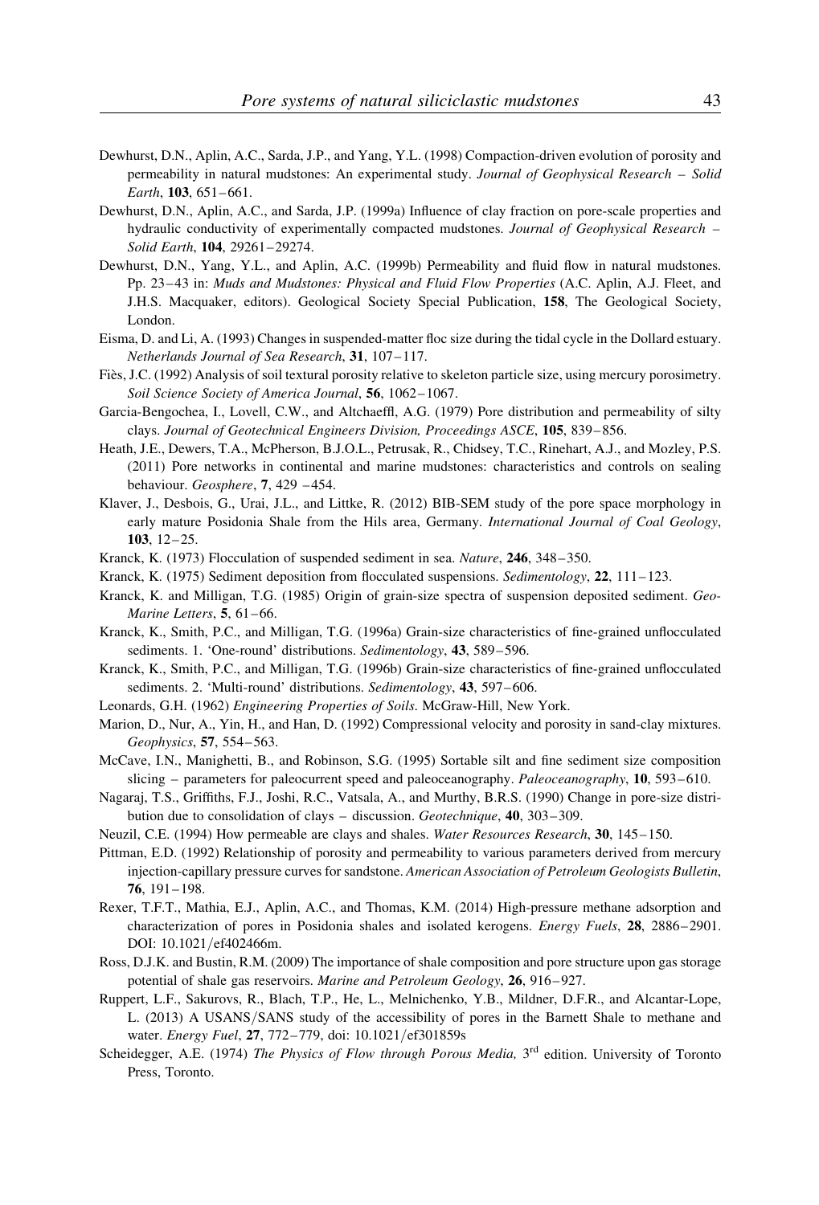Dewhurst, D.N., Aplin, A.C., Sarda, J.P., and Yang, Y.L. (1998) Compaction-driven evolution of porosity and permeability in natural mudstones: An experimental study. *Journal of Geophysical Research – Solid Earth*, **103**, 651–661.

Dewhurst, D.N., Aplin, A.C., and Sarda, J.P. (1999a) Influence of clay fraction on pore-scale properties and hydraulic conductivity of experimentally compacted mudstones. *Journal of Geophysical Research – Solid Earth*, **104**, 29261–29274.

Dewhurst, D.N., Yang, Y.L., and Aplin, A.C. (1999b) Permeability and fluid flow in natural mudstones. Pp. 23–43 in: *Muds and Mudstones: Physical and Fluid Flow Properties* (A.C. Aplin, A.J. Fleet, and J.H.S. Macquaker, editors). Geological Society Special Publication, **158**, The Geological Society, London.

Eisma, D. and Li, A. (1993) Changes in suspended-matter floc size during the tidal cycle in the Dollard estuary. *Netherlands Journal of Sea Research*, **31**, 107–117.

Fiès, J.C. (1992) Analysis of soil textural porosity relative to skeleton particle size, using mercury porosimetry. *Soil Science Society of America Journal*, **56**, 1062–1067.

Garcia-Bengochea, I., Lovell, C.W., and Altchaeffl, A.G. (1979) Pore distribution and permeability of silty clays. *Journal of Geotechnical Engineers Division, Proceedings ASCE*, **105**, 839–856.

Heath, J.E., Dewers, T.A., McPherson, B.J.O.L., Petrusak, R., Chidsey, T.C., Rinehart, A.J., and Mozley, P.S. (2011) Pore networks in continental and marine mudstones: characteristics and controls on sealing behaviour. *Geosphere*, **7**, 429 –454.

Klaver, J., Desbois, G., Urai, J.L., and Littke, R. (2012) BIB-SEM study of the pore space morphology in early mature Posidonia Shale from the Hils area, Germany. *International Journal of Coal Geology*, **103**, 12–25.

Kranck, K. (1973) Flocculation of suspended sediment in sea. *Nature*, **246**, 348–350.

Kranck, K. (1975) Sediment deposition from flocculated suspensions. *Sedimentology*, **22**, 111–123.

Kranck, K. and Milligan, T.G. (1985) Origin of grain-size spectra of suspension deposited sediment. *Geo-Marine Letters*, **5**, 61–66.

Kranck, K., Smith, P.C., and Milligan, T.G. (1996a) Grain-size characteristics of fine-grained unflocculated sediments. 1. 'One-round' distributions. *Sedimentology*, **43**, 589–596.

Kranck, K., Smith, P.C., and Milligan, T.G. (1996b) Grain-size characteristics of fine-grained unflocculated sediments. 2. 'Multi-round' distributions. *Sedimentology*, **43**, 597–606.

Leonards, G.H. (1962) *Engineering Properties of Soils*. McGraw-Hill, New York.

Marion, D., Nur, A., Yin, H., and Han, D. (1992) Compressional velocity and porosity in sand-clay mixtures. *Geophysics*, **57**, 554–563.

McCave, I.N., Manighetti, B., and Robinson, S.G. (1995) Sortable silt and fine sediment size composition slicing – parameters for paleocurrent speed and paleoceanography. *Paleoceanography*, **10**, 593–610.

Nagaraj, T.S., Griffiths, F.J., Joshi, R.C., Vatsala, A., and Murthy, B.R.S. (1990) Change in pore-size distribution due to consolidation of clays – discussion. *Geotechnique*, **40**, 303–309.

Neuzil, C.E. (1994) How permeable are clays and shales. *Water Resources Research*, **30**, 145–150.

Pittman, E.D. (1992) Relationship of porosity and permeability to various parameters derived from mercury injection-capillary pressure curves for sandstone. *American Association of Petroleum Geologists Bulletin*, **76**, 191–198.

Rexer, T.F.T., Mathia, E.J., Aplin, A.C., and Thomas, K.M. (2014) High-pressure methane adsorption and characterization of pores in Posidonia shales and isolated kerogens. *Energy Fuels*, **28**, 2886–2901. DOI: 10.1021/ef402466m.

Ross, D.J.K. and Bustin, R.M. (2009) The importance of shale composition and pore structure upon gas storage potential of shale gas reservoirs. *Marine and Petroleum Geology*, **26**, 916–927.

Ruppert, L.F., Sakurovs, R., Blach, T.P., He, L., Melnichenko, Y.B., Mildner, D.F.R., and Alcantar-Lope, L. (2013) A USANS/SANS study of the accessibility of pores in the Barnett Shale to methane and water. *Energy Fuel*, **27**, 772–779, doi: 10.1021/ef301859s

Scheidegger, A.E. (1974) *The Physics of Flow through Porous Media,* 3rd edition. University of Toronto Press, Toronto.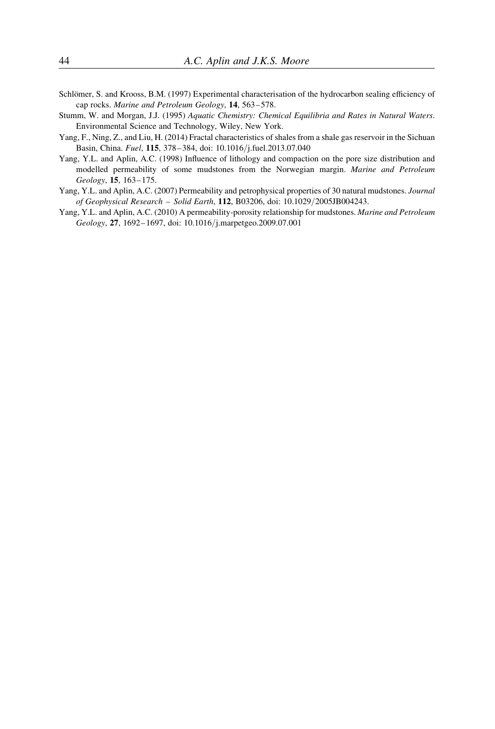Schlömer, S. and Krooss, B.M. (1997) Experimental characterisation of the hydrocarbon sealing efficiency of cap rocks. *Marine and Petroleum Geology*, **14**, 563–578.

Stumm, W. and Morgan, J.J. (1995) *Aquatic Chemistry: Chemical Equilibria and Rates in Natural Waters*. Environmental Science and Technology, Wiley, New York.

Yang, F., Ning, Z., and Liu, H. (2014) Fractal characteristics of shales from a shale gas reservoir in the Sichuan Basin, China. *Fuel*, **115**, 378–384, doi: 10.1016/j.fuel.2013.07.040

Yang, Y.L. and Aplin, A.C. (1998) Influence of lithology and compaction on the pore size distribution and modelled permeability of some mudstones from the Norwegian margin. *Marine and Petroleum Geology*, **15**, 163–175.

Yang, Y.L. and Aplin, A.C. (2007) Permeability and petrophysical properties of 30 natural mudstones. *Journal of Geophysical Research – Solid Earth*, **112**, B03206, doi: 10.1029/2005JB004243.

Yang, Y.L. and Aplin, A.C. (2010) A permeability-porosity relationship for mudstones. *Marine and Petroleum Geology*, **27**, 1692–1697, doi: 10.1016/j.marpetgeo.2009.07.001